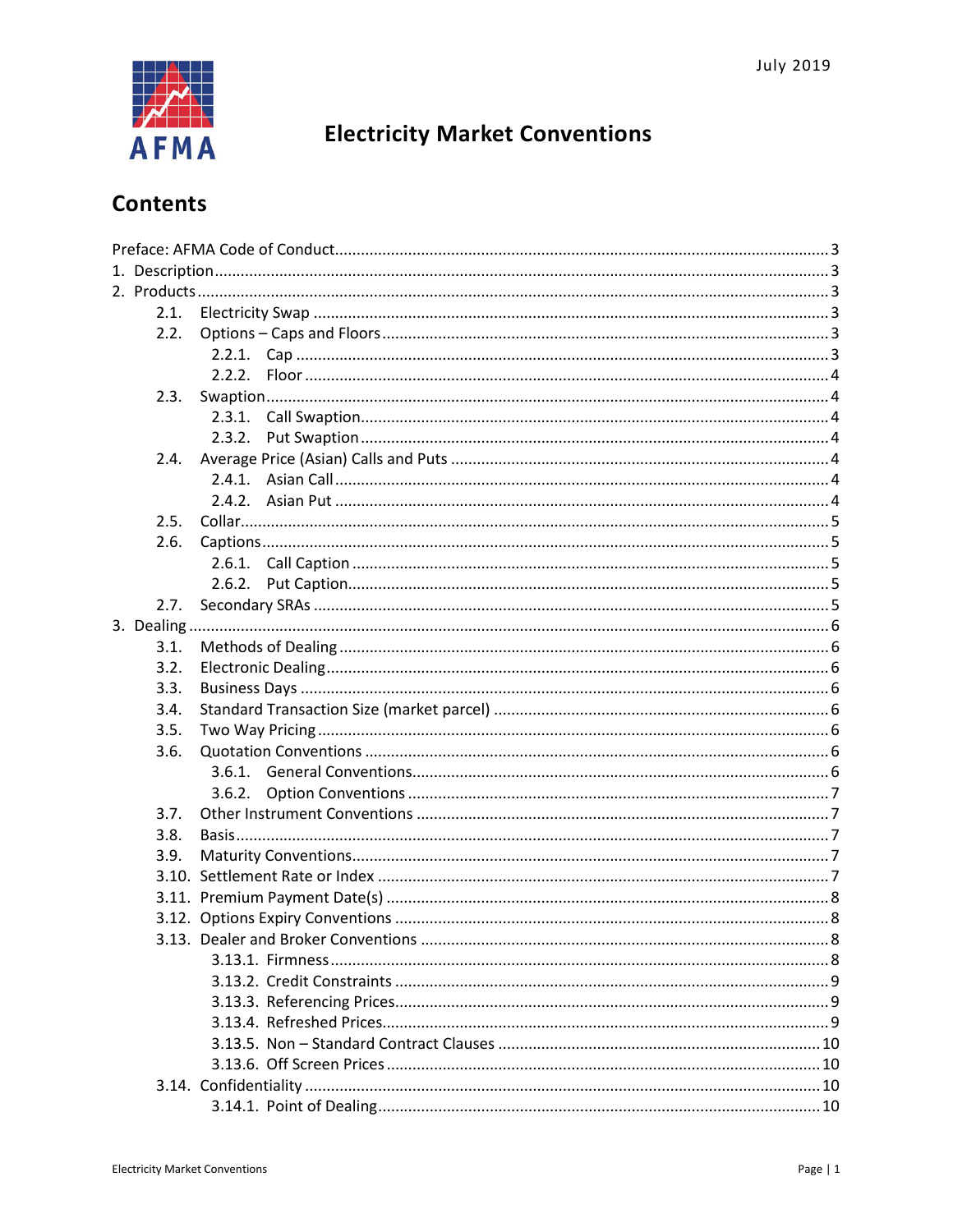July 2019

AFMA

# Electricity Market Conventions

## Contents

Preface: AFMA Code of Conduct .......... 3
1. Description .......... 3
2. Products .......... 3
   - 2.1. Electricity Swap .......... 3
   - 2.2. Options – Caps and Floors .......... 3
     - 2.2.1. Cap .......... 3
     - 2.2.2. Floor .......... 4
   - 2.3. Swaption .......... 4
     - 2.3.1. Call Swaption .......... 4
     - 2.3.2. Put Swaption .......... 4
   - 2.4. Average Price (Asian) Calls and Puts .......... 4
     - 2.4.1. Asian Call .......... 4
     - 2.4.2. Asian Put .......... 4
   - 2.5. Collar .......... 5
   - 2.6. Captions .......... 5
     - 2.6.1. Call Caption .......... 5
     - 2.6.2. Put Caption .......... 5
   - 2.7. Secondary SRAs .......... 5
3. Dealing .......... 6
   - 3.1. Methods of Dealing .......... 6
   - 3.2. Electronic Dealing .......... 6
   - 3.3. Business Days .......... 6
   - 3.4. Standard Transaction Size (market parcel) .......... 6
   - 3.5. Two Way Pricing .......... 6
   - 3.6. Quotation Conventions .......... 6
     - 3.6.1. General Conventions .......... 6
     - 3.6.2. Option Conventions .......... 7
   - 3.7. Other Instrument Conventions .......... 7
   - 3.8. Basis .......... 7
   - 3.9. Maturity Conventions .......... 7
   - 3.10. Settlement Rate or Index .......... 7
   - 3.11. Premium Payment Date(s) .......... 8
   - 3.12. Options Expiry Conventions .......... 8
   - 3.13. Dealer and Broker Conventions .......... 8
     - 3.13.1. Firmness .......... 8
     - 3.13.2. Credit Constraints .......... 9
     - 3.13.3. Referencing Prices .......... 9
     - 3.13.4. Refreshed Prices .......... 9
     - 3.13.5. Non – Standard Contract Clauses .......... 10
     - 3.13.6. Off Screen Prices .......... 10
   - 3.14. Confidentiality .......... 10
     - 3.14.1. Point of Dealing .......... 10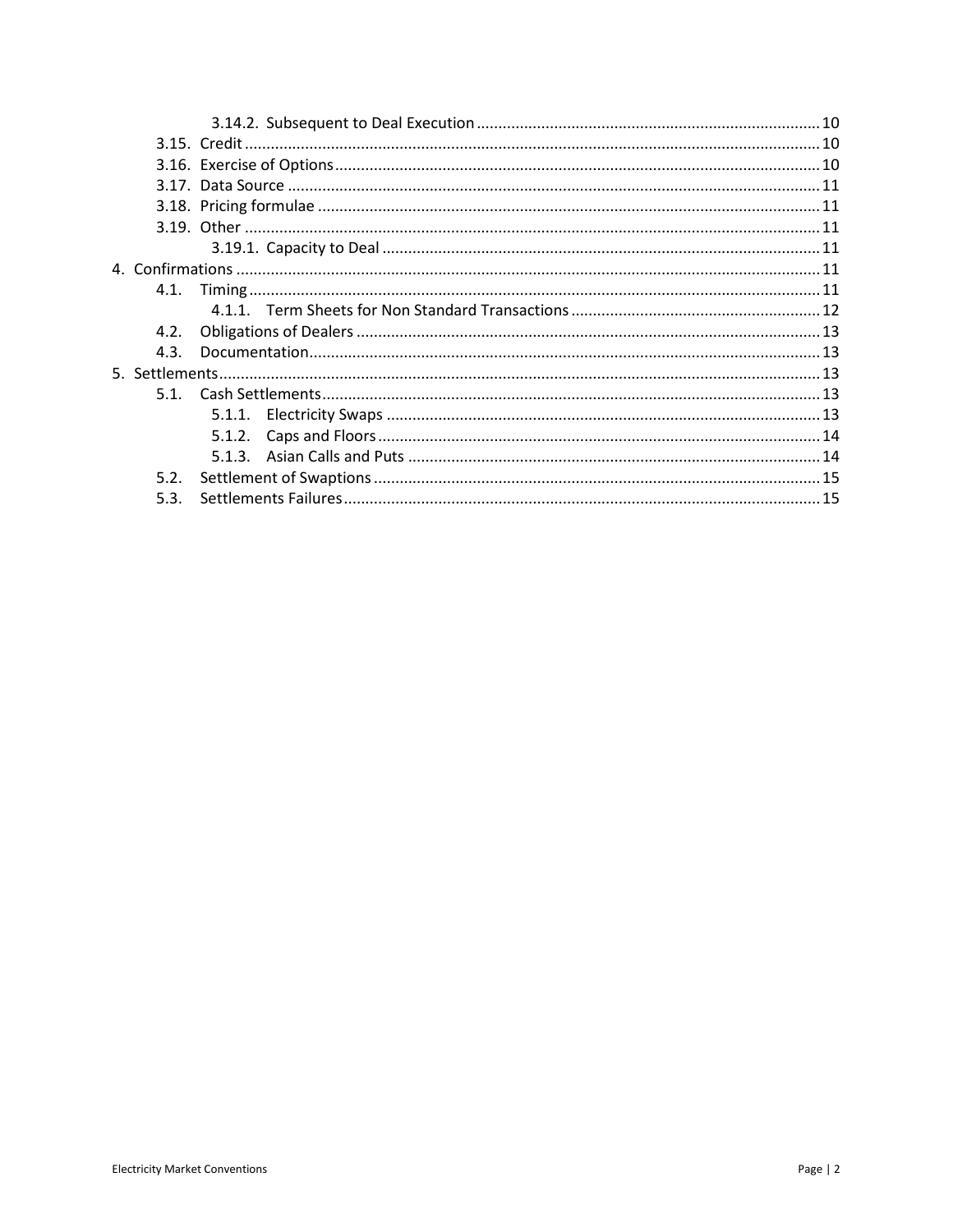- 3.14.2. Subsequent to Deal Execution ... 10
- 3.15. Credit ... 10
- 3.16. Exercise of Options ... 10
- 3.17. Data Source ... 11
- 3.18. Pricing formulae ... 11
- 3.19. Other ... 11
  - 3.19.1. Capacity to Deal ... 11
- 4. Confirmations ... 11
  - 4.1. Timing ... 11
    - 4.1.1. Term Sheets for Non Standard Transactions ... 12
  - 4.2. Obligations of Dealers ... 13
  - 4.3. Documentation ... 13
- 5. Settlements ... 13
  - 5.1. Cash Settlements ... 13
    - 5.1.1. Electricity Swaps ... 13
    - 5.1.2. Caps and Floors ... 14
    - 5.1.3. Asian Calls and Puts ... 14
  - 5.2. Settlement of Swaptions ... 15
  - 5.3. Settlements Failures ... 15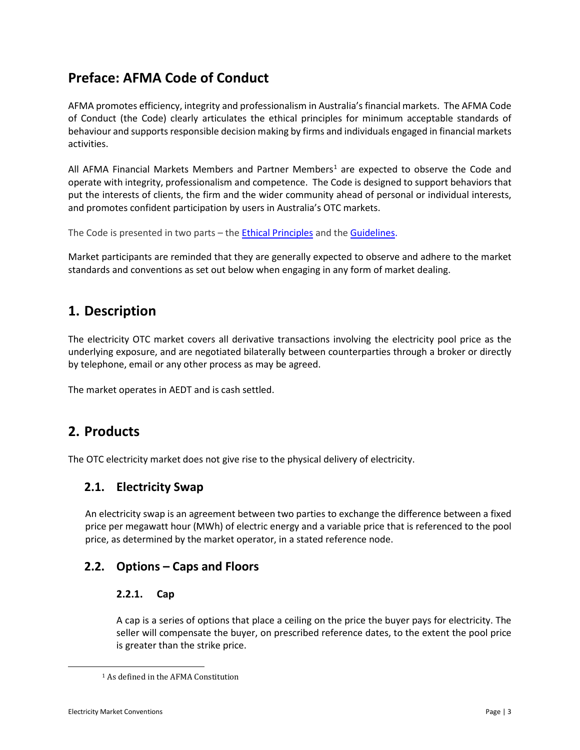## Preface: AFMA Code of Conduct

AFMA promotes efficiency, integrity and professionalism in Australia's financial markets. The AFMA Code of Conduct (the Code) clearly articulates the ethical principles for minimum acceptable standards of behaviour and supports responsible decision making by firms and individuals engaged in financial markets activities.

All AFMA Financial Markets Members and Partner Members[1] are expected to observe the Code and operate with integrity, professionalism and competence. The Code is designed to support behaviors that put the interests of clients, the firm and the wider community ahead of personal or individual interests, and promotes confident participation by users in Australia's OTC markets.

The Code is presented in two parts – the Ethical Principles and the Guidelines.

Market participants are reminded that they are generally expected to observe and adhere to the market standards and conventions as set out below when engaging in any form of market dealing.

## 1. Description

The electricity OTC market covers all derivative transactions involving the electricity pool price as the underlying exposure, and are negotiated bilaterally between counterparties through a broker or directly by telephone, email or any other process as may be agreed.

The market operates in AEDT and is cash settled.

## 2. Products

The OTC electricity market does not give rise to the physical delivery of electricity.

### 2.1. Electricity Swap

An electricity swap is an agreement between two parties to exchange the difference between a fixed price per megawatt hour (MWh) of electric energy and a variable price that is referenced to the pool price, as determined by the market operator, in a stated reference node.

### 2.2. Options – Caps and Floors

#### 2.2.1. Cap

A cap is a series of options that place a ceiling on the price the buyer pays for electricity. The seller will compensate the buyer, on prescribed reference dates, to the extent the pool price is greater than the strike price.

[1] As defined in the AFMA Constitution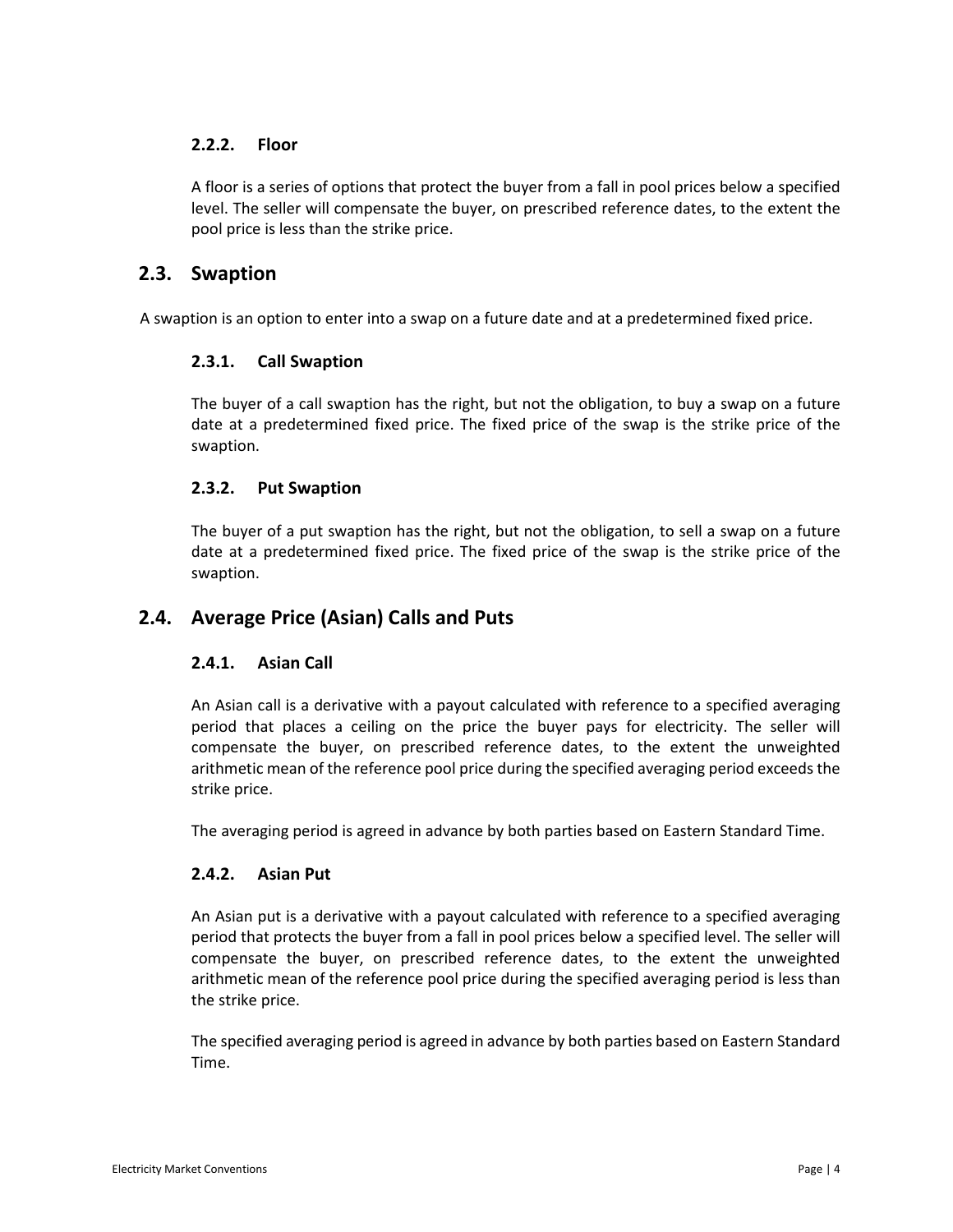### 2.2.2. Floor

A floor is a series of options that protect the buyer from a fall in pool prices below a specified level. The seller will compensate the buyer, on prescribed reference dates, to the extent the pool price is less than the strike price.

## 2.3. Swaption

A swaption is an option to enter into a swap on a future date and at a predetermined fixed price.

### 2.3.1. Call Swaption

The buyer of a call swaption has the right, but not the obligation, to buy a swap on a future date at a predetermined fixed price. The fixed price of the swap is the strike price of the swaption.

### 2.3.2. Put Swaption

The buyer of a put swaption has the right, but not the obligation, to sell a swap on a future date at a predetermined fixed price. The fixed price of the swap is the strike price of the swaption.

## 2.4. Average Price (Asian) Calls and Puts

### 2.4.1. Asian Call

An Asian call is a derivative with a payout calculated with reference to a specified averaging period that places a ceiling on the price the buyer pays for electricity. The seller will compensate the buyer, on prescribed reference dates, to the extent the unweighted arithmetic mean of the reference pool price during the specified averaging period exceeds the strike price.

The averaging period is agreed in advance by both parties based on Eastern Standard Time.

### 2.4.2. Asian Put

An Asian put is a derivative with a payout calculated with reference to a specified averaging period that protects the buyer from a fall in pool prices below a specified level. The seller will compensate the buyer, on prescribed reference dates, to the extent the unweighted arithmetic mean of the reference pool price during the specified averaging period is less than the strike price.

The specified averaging period is agreed in advance by both parties based on Eastern Standard Time.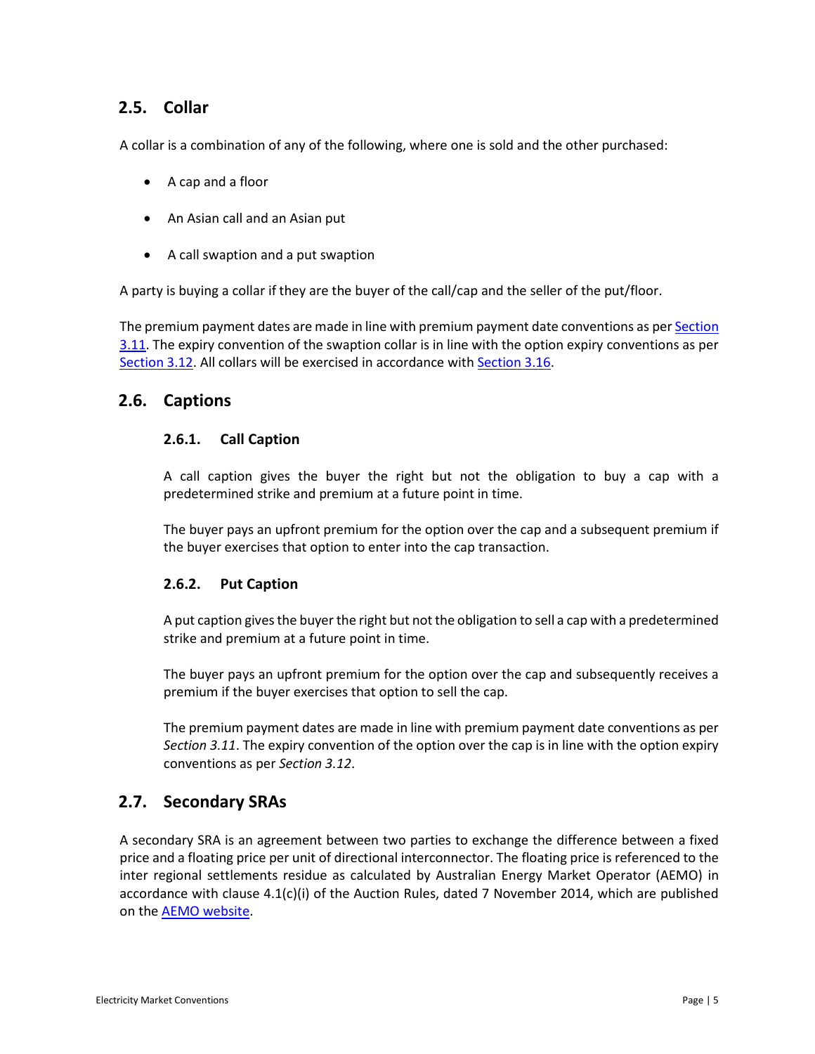## 2.5. Collar

A collar is a combination of any of the following, where one is sold and the other purchased:

- A cap and a floor
- An Asian call and an Asian put
- A call swaption and a put swaption

A party is buying a collar if they are the buyer of the call/cap and the seller of the put/floor.

The premium payment dates are made in line with premium payment date conventions as per Section 3.11. The expiry convention of the swaption collar is in line with the option expiry conventions as per Section 3.12. All collars will be exercised in accordance with Section 3.16.

## 2.6. Captions

### 2.6.1. Call Caption

A call caption gives the buyer the right but not the obligation to buy a cap with a predetermined strike and premium at a future point in time.

The buyer pays an upfront premium for the option over the cap and a subsequent premium if the buyer exercises that option to enter into the cap transaction.

### 2.6.2. Put Caption

A put caption gives the buyer the right but not the obligation to sell a cap with a predetermined strike and premium at a future point in time.

The buyer pays an upfront premium for the option over the cap and subsequently receives a premium if the buyer exercises that option to sell the cap.

The premium payment dates are made in line with premium payment date conventions as per *Section 3.11*. The expiry convention of the option over the cap is in line with the option expiry conventions as per *Section 3.12*.

## 2.7. Secondary SRAs

A secondary SRA is an agreement between two parties to exchange the difference between a fixed price and a floating price per unit of directional interconnector. The floating price is referenced to the inter regional settlements residue as calculated by Australian Energy Market Operator (AEMO) in accordance with clause 4.1(c)(i) of the Auction Rules, dated 7 November 2014, which are published on the AEMO website.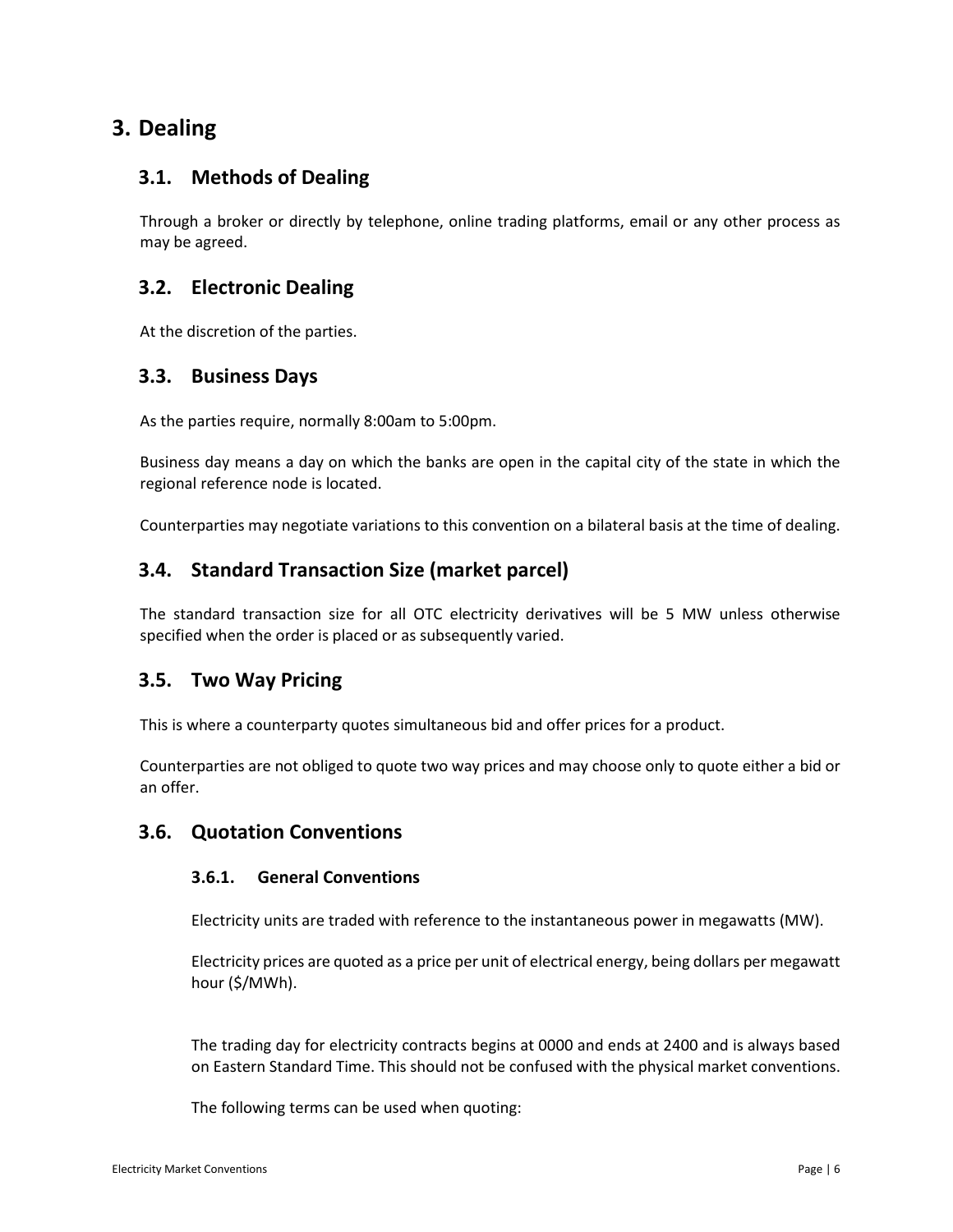# 3. Dealing

## 3.1. Methods of Dealing

Through a broker or directly by telephone, online trading platforms, email or any other process as may be agreed.

## 3.2. Electronic Dealing

At the discretion of the parties.

## 3.3. Business Days

As the parties require, normally 8:00am to 5:00pm.

Business day means a day on which the banks are open in the capital city of the state in which the regional reference node is located.

Counterparties may negotiate variations to this convention on a bilateral basis at the time of dealing.

## 3.4. Standard Transaction Size (market parcel)

The standard transaction size for all OTC electricity derivatives will be 5 MW unless otherwise specified when the order is placed or as subsequently varied.

## 3.5. Two Way Pricing

This is where a counterparty quotes simultaneous bid and offer prices for a product.

Counterparties are not obliged to quote two way prices and may choose only to quote either a bid or an offer.

## 3.6. Quotation Conventions

### 3.6.1. General Conventions

Electricity units are traded with reference to the instantaneous power in megawatts (MW).

Electricity prices are quoted as a price per unit of electrical energy, being dollars per megawatt hour ($/MWh).

The trading day for electricity contracts begins at 0000 and ends at 2400 and is always based on Eastern Standard Time. This should not be confused with the physical market conventions.

The following terms can be used when quoting: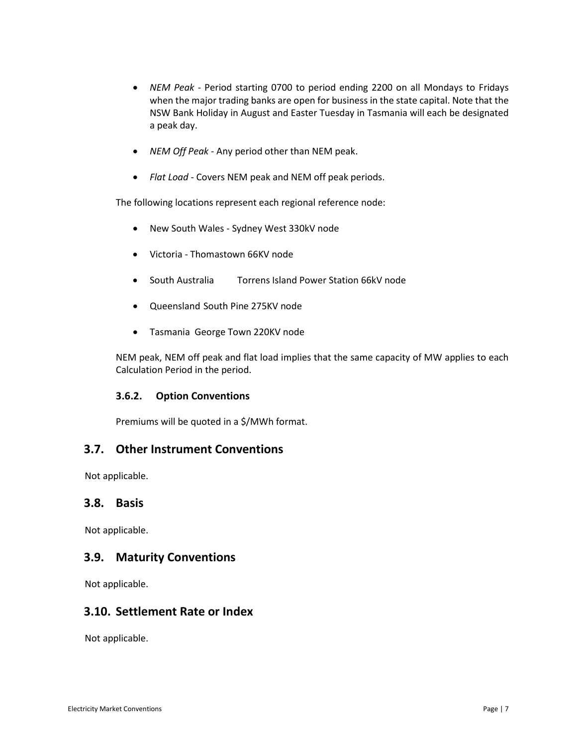- *NEM Peak* - Period starting 0700 to period ending 2200 on all Mondays to Fridays when the major trading banks are open for business in the state capital. Note that the NSW Bank Holiday in August and Easter Tuesday in Tasmania will each be designated a peak day.

- *NEM Off Peak* - Any period other than NEM peak.

- *Flat Load* - Covers NEM peak and NEM off peak periods.

The following locations represent each regional reference node:

- New South Wales - Sydney West 330kV node

- Victoria - Thomastown 66KV node

- South Australia Torrens Island Power Station 66kV node

- Queensland South Pine 275KV node

- Tasmania George Town 220KV node

NEM peak, NEM off peak and flat load implies that the same capacity of MW applies to each Calculation Period in the period.

#### 3.6.2. Option Conventions

Premiums will be quoted in a $/MWh format.

## 3.7. Other Instrument Conventions

Not applicable.

## 3.8. Basis

Not applicable.

## 3.9. Maturity Conventions

Not applicable.

## 3.10. Settlement Rate or Index

Not applicable.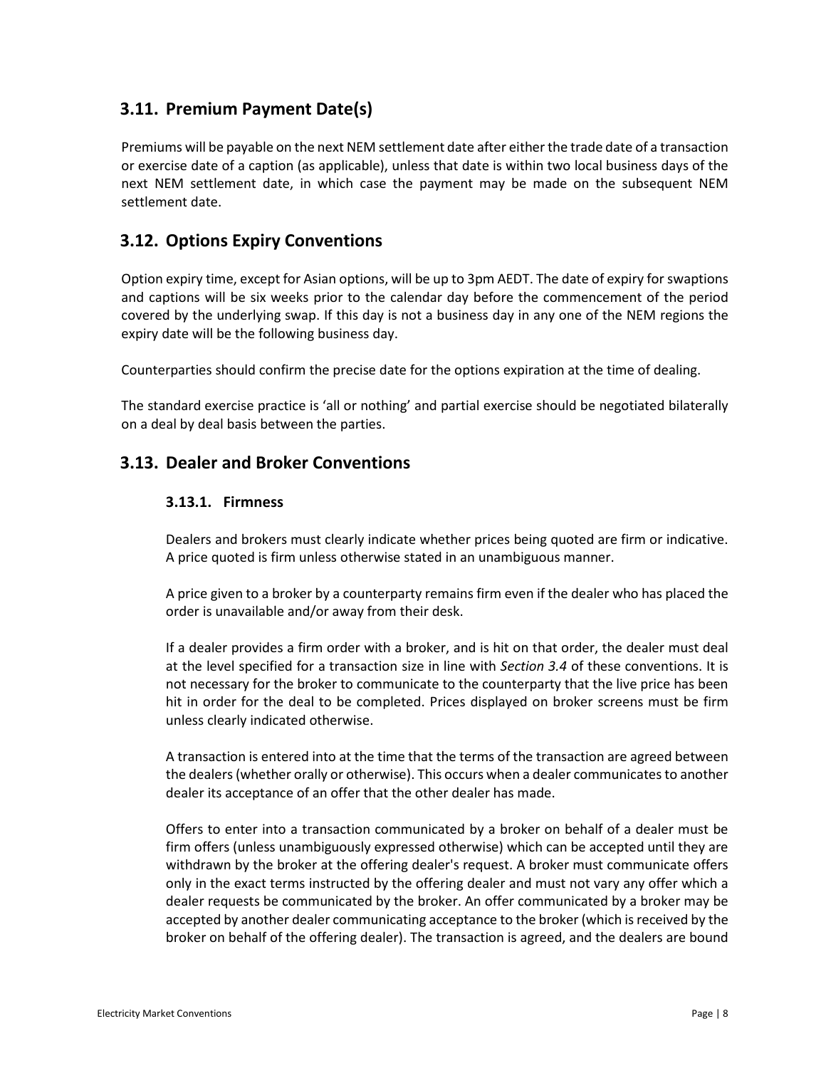## 3.11. Premium Payment Date(s)

Premiums will be payable on the next NEM settlement date after either the trade date of a transaction or exercise date of a caption (as applicable), unless that date is within two local business days of the next NEM settlement date, in which case the payment may be made on the subsequent NEM settlement date.

## 3.12. Options Expiry Conventions

Option expiry time, except for Asian options, will be up to 3pm AEDT. The date of expiry for swaptions and captions will be six weeks prior to the calendar day before the commencement of the period covered by the underlying swap. If this day is not a business day in any one of the NEM regions the expiry date will be the following business day.

Counterparties should confirm the precise date for the options expiration at the time of dealing.

The standard exercise practice is 'all or nothing' and partial exercise should be negotiated bilaterally on a deal by deal basis between the parties.

## 3.13. Dealer and Broker Conventions

### 3.13.1. Firmness

Dealers and brokers must clearly indicate whether prices being quoted are firm or indicative. A price quoted is firm unless otherwise stated in an unambiguous manner.

A price given to a broker by a counterparty remains firm even if the dealer who has placed the order is unavailable and/or away from their desk.

If a dealer provides a firm order with a broker, and is hit on that order, the dealer must deal at the level specified for a transaction size in line with *Section 3.4* of these conventions. It is not necessary for the broker to communicate to the counterparty that the live price has been hit in order for the deal to be completed. Prices displayed on broker screens must be firm unless clearly indicated otherwise.

A transaction is entered into at the time that the terms of the transaction are agreed between the dealers (whether orally or otherwise). This occurs when a dealer communicates to another dealer its acceptance of an offer that the other dealer has made.

Offers to enter into a transaction communicated by a broker on behalf of a dealer must be firm offers (unless unambiguously expressed otherwise) which can be accepted until they are withdrawn by the broker at the offering dealer's request. A broker must communicate offers only in the exact terms instructed by the offering dealer and must not vary any offer which a dealer requests be communicated by the broker. An offer communicated by a broker may be accepted by another dealer communicating acceptance to the broker (which is received by the broker on behalf of the offering dealer). The transaction is agreed, and the dealers are bound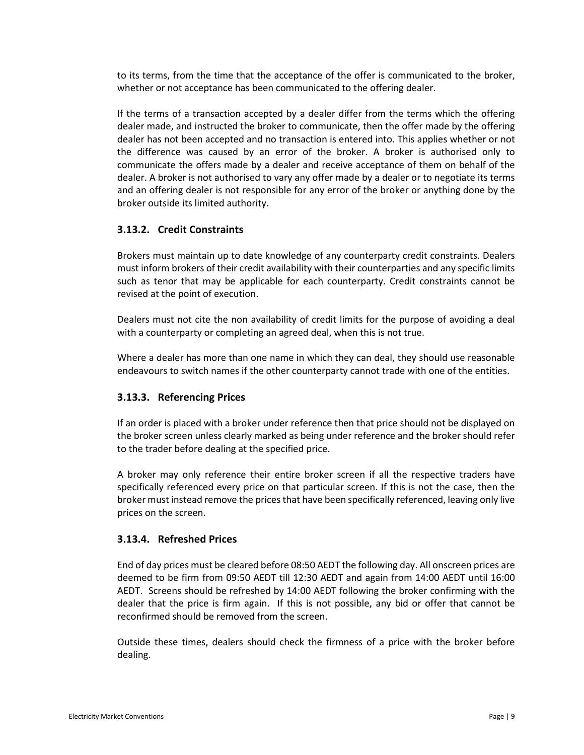to its terms, from the time that the acceptance of the offer is communicated to the broker, whether or not acceptance has been communicated to the offering dealer.

If the terms of a transaction accepted by a dealer differ from the terms which the offering dealer made, and instructed the broker to communicate, then the offer made by the offering dealer has not been accepted and no transaction is entered into. This applies whether or not the difference was caused by an error of the broker. A broker is authorised only to communicate the offers made by a dealer and receive acceptance of them on behalf of the dealer. A broker is not authorised to vary any offer made by a dealer or to negotiate its terms and an offering dealer is not responsible for any error of the broker or anything done by the broker outside its limited authority.

### 3.13.2. Credit Constraints

Brokers must maintain up to date knowledge of any counterparty credit constraints. Dealers must inform brokers of their credit availability with their counterparties and any specific limits such as tenor that may be applicable for each counterparty. Credit constraints cannot be revised at the point of execution.

Dealers must not cite the non availability of credit limits for the purpose of avoiding a deal with a counterparty or completing an agreed deal, when this is not true.

Where a dealer has more than one name in which they can deal, they should use reasonable endeavours to switch names if the other counterparty cannot trade with one of the entities.

### 3.13.3. Referencing Prices

If an order is placed with a broker under reference then that price should not be displayed on the broker screen unless clearly marked as being under reference and the broker should refer to the trader before dealing at the specified price.

A broker may only reference their entire broker screen if all the respective traders have specifically referenced every price on that particular screen. If this is not the case, then the broker must instead remove the prices that have been specifically referenced, leaving only live prices on the screen.

### 3.13.4. Refreshed Prices

End of day prices must be cleared before 08:50 AEDT the following day. All onscreen prices are deemed to be firm from 09:50 AEDT till 12:30 AEDT and again from 14:00 AEDT until 16:00 AEDT. Screens should be refreshed by 14:00 AEDT following the broker confirming with the dealer that the price is firm again. If this is not possible, any bid or offer that cannot be reconfirmed should be removed from the screen.

Outside these times, dealers should check the firmness of a price with the broker before dealing.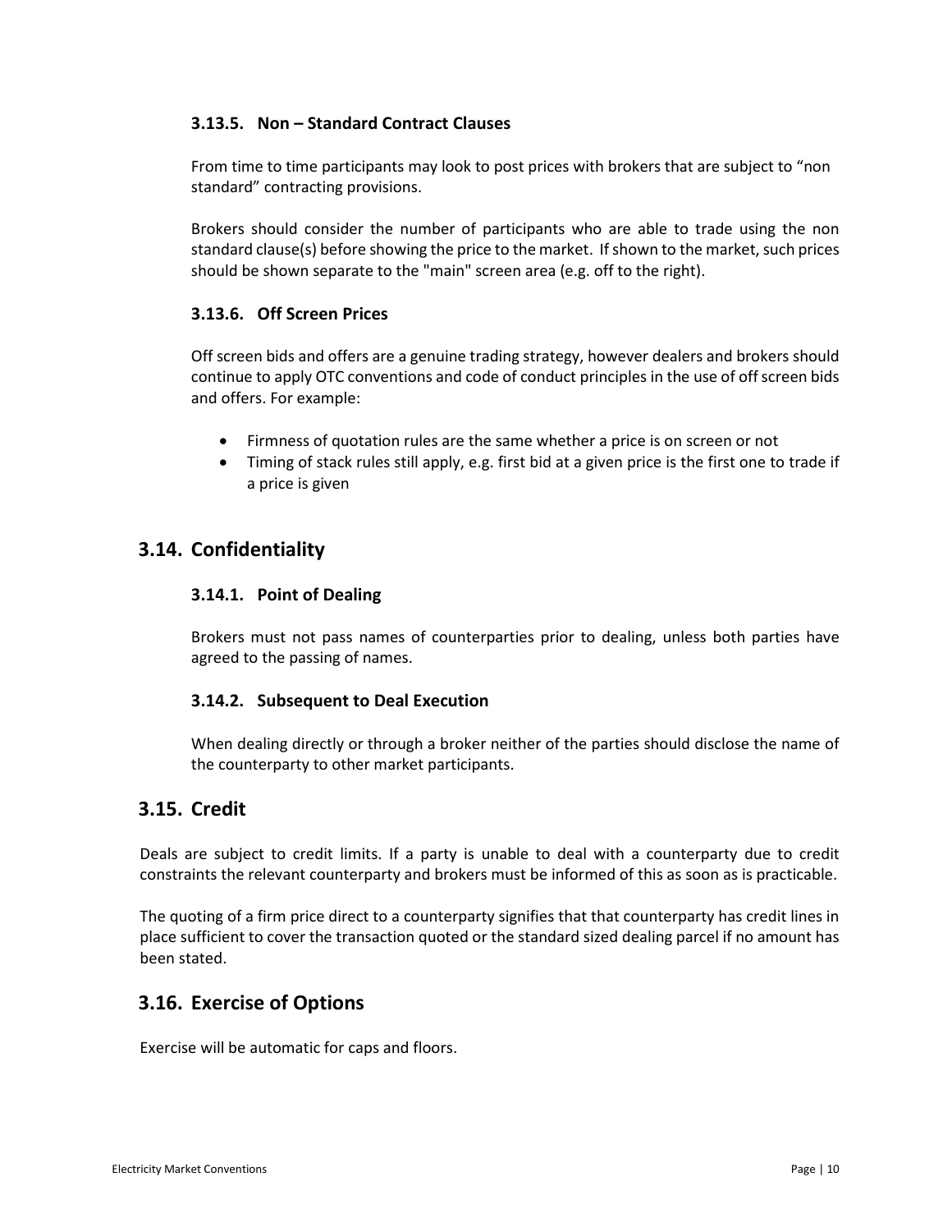### 3.13.5. Non – Standard Contract Clauses

From time to time participants may look to post prices with brokers that are subject to "non standard" contracting provisions.

Brokers should consider the number of participants who are able to trade using the non standard clause(s) before showing the price to the market. If shown to the market, such prices should be shown separate to the "main" screen area (e.g. off to the right).

### 3.13.6. Off Screen Prices

Off screen bids and offers are a genuine trading strategy, however dealers and brokers should continue to apply OTC conventions and code of conduct principles in the use of off screen bids and offers. For example:

- Firmness of quotation rules are the same whether a price is on screen or not
- Timing of stack rules still apply, e.g. first bid at a given price is the first one to trade if a price is given

## 3.14. Confidentiality

### 3.14.1. Point of Dealing

Brokers must not pass names of counterparties prior to dealing, unless both parties have agreed to the passing of names.

### 3.14.2. Subsequent to Deal Execution

When dealing directly or through a broker neither of the parties should disclose the name of the counterparty to other market participants.

## 3.15. Credit

Deals are subject to credit limits. If a party is unable to deal with a counterparty due to credit constraints the relevant counterparty and brokers must be informed of this as soon as is practicable.

The quoting of a firm price direct to a counterparty signifies that that counterparty has credit lines in place sufficient to cover the transaction quoted or the standard sized dealing parcel if no amount has been stated.

## 3.16. Exercise of Options

Exercise will be automatic for caps and floors.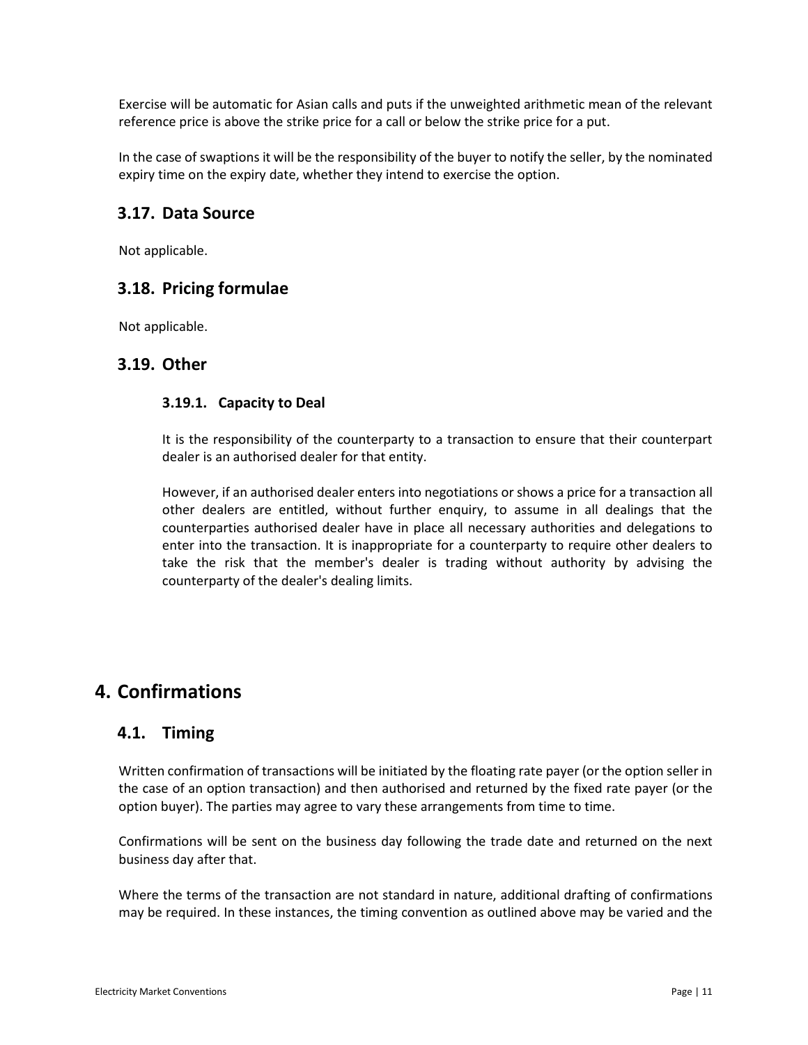Exercise will be automatic for Asian calls and puts if the unweighted arithmetic mean of the relevant reference price is above the strike price for a call or below the strike price for a put.

In the case of swaptions it will be the responsibility of the buyer to notify the seller, by the nominated expiry time on the expiry date, whether they intend to exercise the option.

## 3.17. Data Source

Not applicable.

## 3.18. Pricing formulae

Not applicable.

## 3.19. Other

### 3.19.1. Capacity to Deal

It is the responsibility of the counterparty to a transaction to ensure that their counterpart dealer is an authorised dealer for that entity.

However, if an authorised dealer enters into negotiations or shows a price for a transaction all other dealers are entitled, without further enquiry, to assume in all dealings that the counterparties authorised dealer have in place all necessary authorities and delegations to enter into the transaction. It is inappropriate for a counterparty to require other dealers to take the risk that the member's dealer is trading without authority by advising the counterparty of the dealer's dealing limits.

# 4. Confirmations

## 4.1. Timing

Written confirmation of transactions will be initiated by the floating rate payer (or the option seller in the case of an option transaction) and then authorised and returned by the fixed rate payer (or the option buyer). The parties may agree to vary these arrangements from time to time.

Confirmations will be sent on the business day following the trade date and returned on the next business day after that.

Where the terms of the transaction are not standard in nature, additional drafting of confirmations may be required. In these instances, the timing convention as outlined above may be varied and the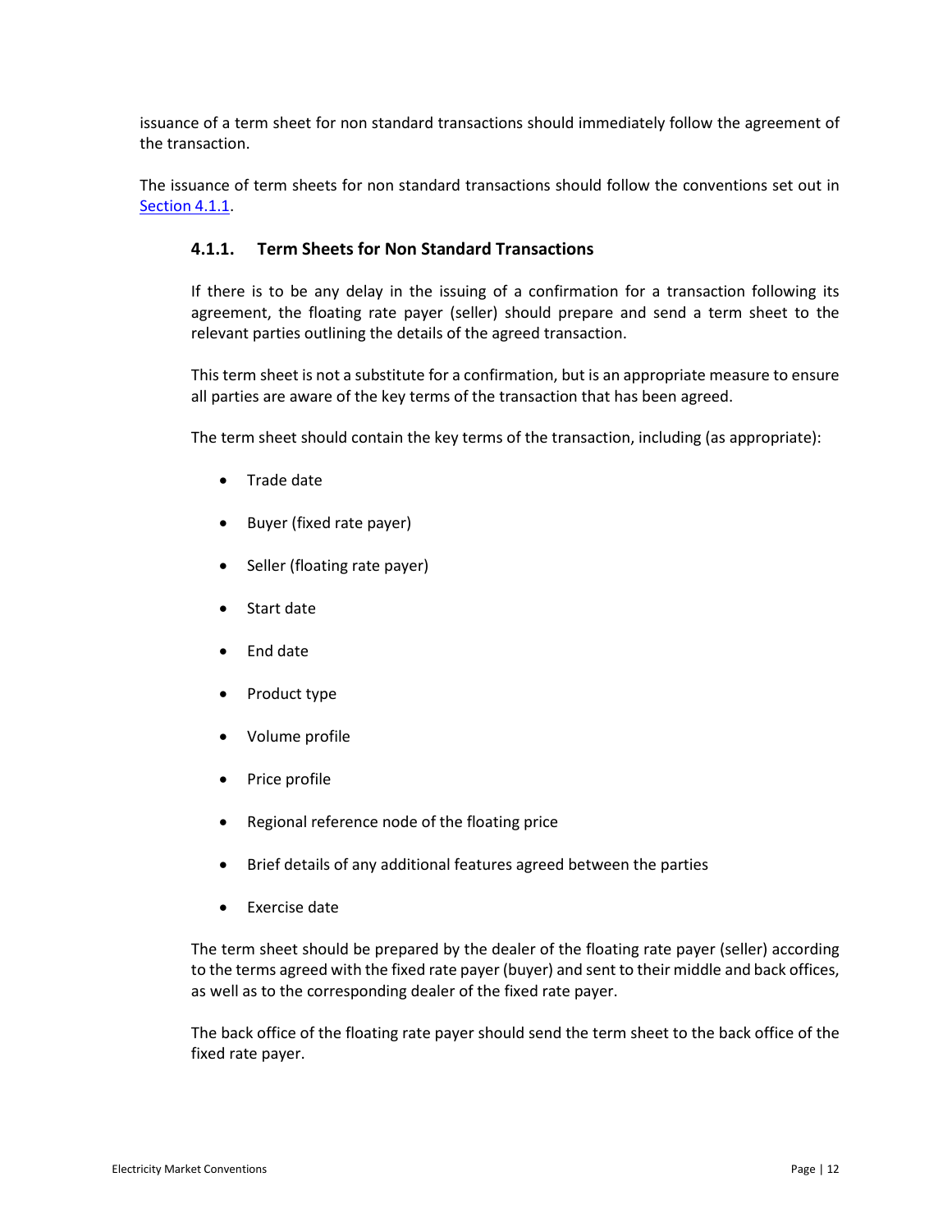issuance of a term sheet for non standard transactions should immediately follow the agreement of the transaction.

The issuance of term sheets for non standard transactions should follow the conventions set out in Section 4.1.1.

### 4.1.1. Term Sheets for Non Standard Transactions

If there is to be any delay in the issuing of a confirmation for a transaction following its agreement, the floating rate payer (seller) should prepare and send a term sheet to the relevant parties outlining the details of the agreed transaction.

This term sheet is not a substitute for a confirmation, but is an appropriate measure to ensure all parties are aware of the key terms of the transaction that has been agreed.

The term sheet should contain the key terms of the transaction, including (as appropriate):

- Trade date
- Buyer (fixed rate payer)
- Seller (floating rate payer)
- Start date
- End date
- Product type
- Volume profile
- Price profile
- Regional reference node of the floating price
- Brief details of any additional features agreed between the parties
- Exercise date

The term sheet should be prepared by the dealer of the floating rate payer (seller) according to the terms agreed with the fixed rate payer (buyer) and sent to their middle and back offices, as well as to the corresponding dealer of the fixed rate payer.

The back office of the floating rate payer should send the term sheet to the back office of the fixed rate payer.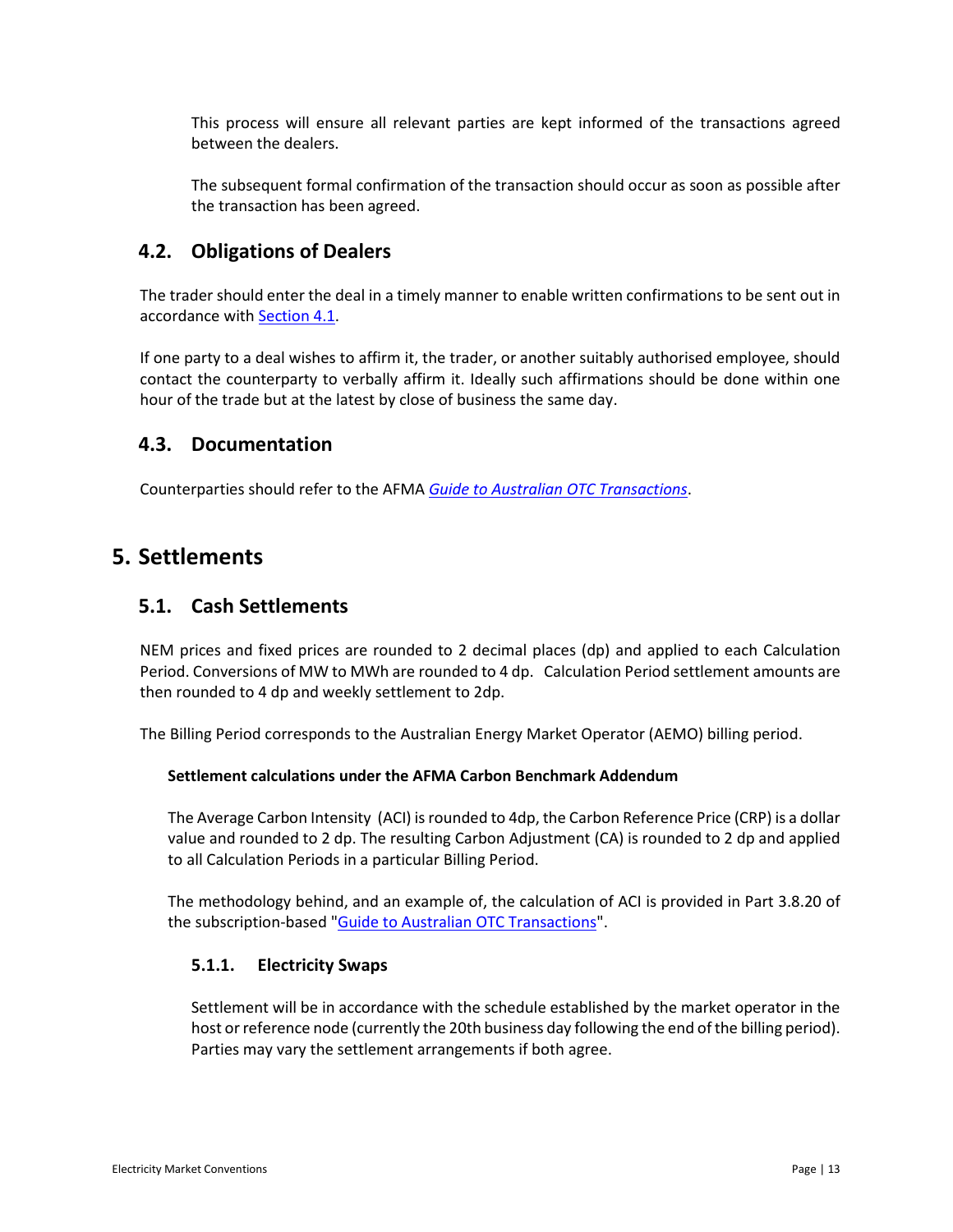This process will ensure all relevant parties are kept informed of the transactions agreed between the dealers.

The subsequent formal confirmation of the transaction should occur as soon as possible after the transaction has been agreed.

## 4.2. Obligations of Dealers

The trader should enter the deal in a timely manner to enable written confirmations to be sent out in accordance with Section 4.1.

If one party to a deal wishes to affirm it, the trader, or another suitably authorised employee, should contact the counterparty to verbally affirm it. Ideally such affirmations should be done within one hour of the trade but at the latest by close of business the same day.

## 4.3. Documentation

Counterparties should refer to the AFMA *Guide to Australian OTC Transactions*.

# 5. Settlements

## 5.1. Cash Settlements

NEM prices and fixed prices are rounded to 2 decimal places (dp) and applied to each Calculation Period. Conversions of MW to MWh are rounded to 4 dp. Calculation Period settlement amounts are then rounded to 4 dp and weekly settlement to 2dp.

The Billing Period corresponds to the Australian Energy Market Operator (AEMO) billing period.

**Settlement calculations under the AFMA Carbon Benchmark Addendum**

The Average Carbon Intensity (ACI) is rounded to 4dp, the Carbon Reference Price (CRP) is a dollar value and rounded to 2 dp. The resulting Carbon Adjustment (CA) is rounded to 2 dp and applied to all Calculation Periods in a particular Billing Period.

The methodology behind, and an example of, the calculation of ACI is provided in Part 3.8.20 of the subscription-based "Guide to Australian OTC Transactions".

### 5.1.1. Electricity Swaps

Settlement will be in accordance with the schedule established by the market operator in the host or reference node (currently the 20th business day following the end of the billing period). Parties may vary the settlement arrangements if both agree.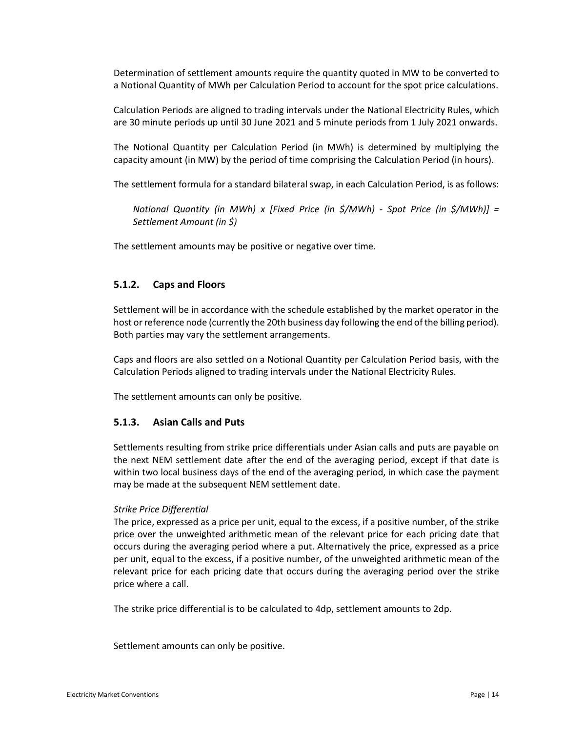Determination of settlement amounts require the quantity quoted in MW to be converted to a Notional Quantity of MWh per Calculation Period to account for the spot price calculations.

Calculation Periods are aligned to trading intervals under the National Electricity Rules, which are 30 minute periods up until 30 June 2021 and 5 minute periods from 1 July 2021 onwards.

The Notional Quantity per Calculation Period (in MWh) is determined by multiplying the capacity amount (in MW) by the period of time comprising the Calculation Period (in hours).

The settlement formula for a standard bilateral swap, in each Calculation Period, is as follows:

> *Notional Quantity (in MWh) x [Fixed Price (in $/MWh) - Spot Price (in $/MWh)] = Settlement Amount (in $)*

The settlement amounts may be positive or negative over time.

### 5.1.2. Caps and Floors

Settlement will be in accordance with the schedule established by the market operator in the host or reference node (currently the 20th business day following the end of the billing period). Both parties may vary the settlement arrangements.

Caps and floors are also settled on a Notional Quantity per Calculation Period basis, with the Calculation Periods aligned to trading intervals under the National Electricity Rules.

The settlement amounts can only be positive.

### 5.1.3. Asian Calls and Puts

Settlements resulting from strike price differentials under Asian calls and puts are payable on the next NEM settlement date after the end of the averaging period, except if that date is within two local business days of the end of the averaging period, in which case the payment may be made at the subsequent NEM settlement date.

*Strike Price Differential*
The price, expressed as a price per unit, equal to the excess, if a positive number, of the strike price over the unweighted arithmetic mean of the relevant price for each pricing date that occurs during the averaging period where a put. Alternatively the price, expressed as a price per unit, equal to the excess, if a positive number, of the unweighted arithmetic mean of the relevant price for each pricing date that occurs during the averaging period over the strike price where a call.

The strike price differential is to be calculated to 4dp, settlement amounts to 2dp.

Settlement amounts can only be positive.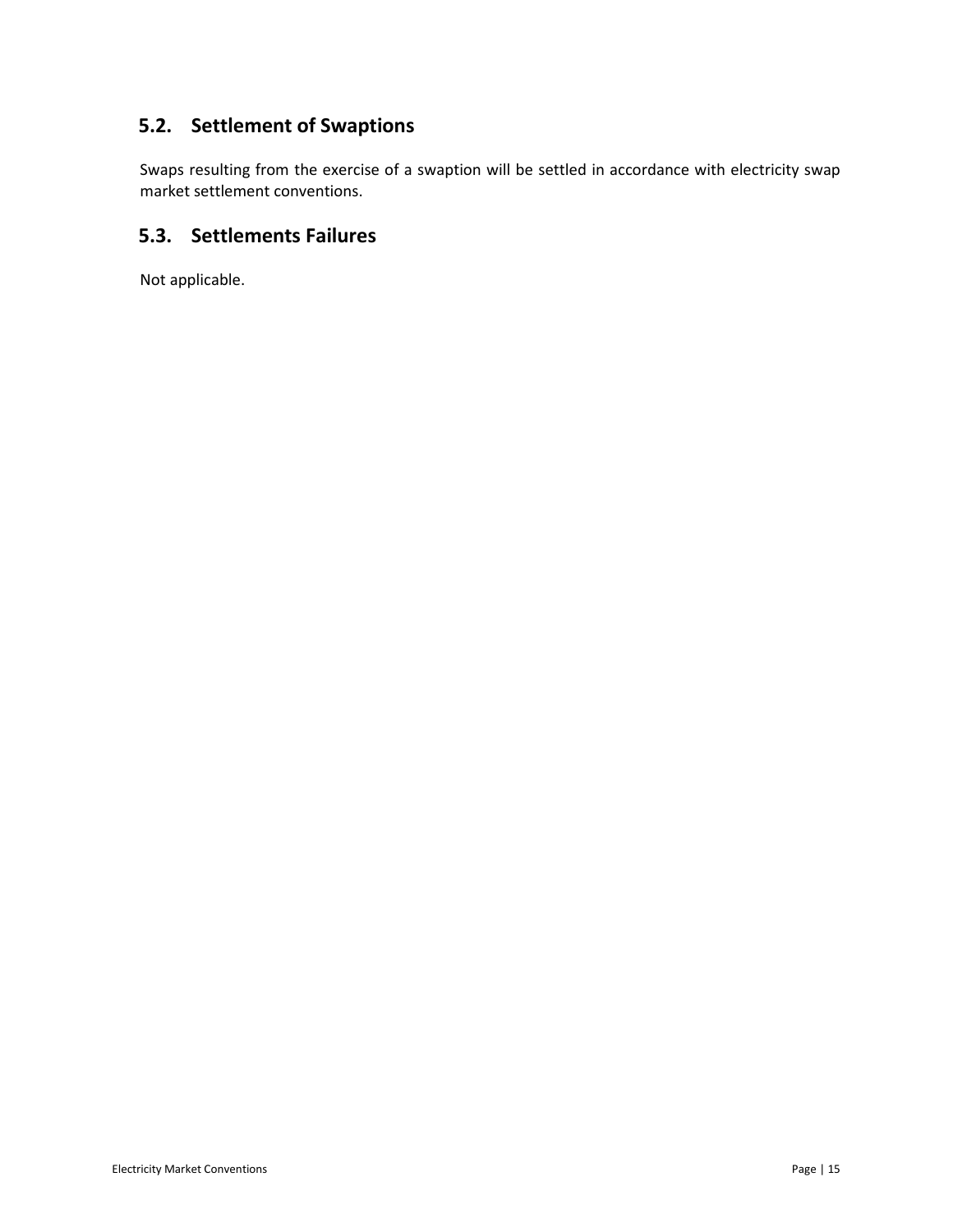## 5.2. Settlement of Swaptions

Swaps resulting from the exercise of a swaption will be settled in accordance with electricity swap market settlement conventions.

## 5.3. Settlements Failures

Not applicable.